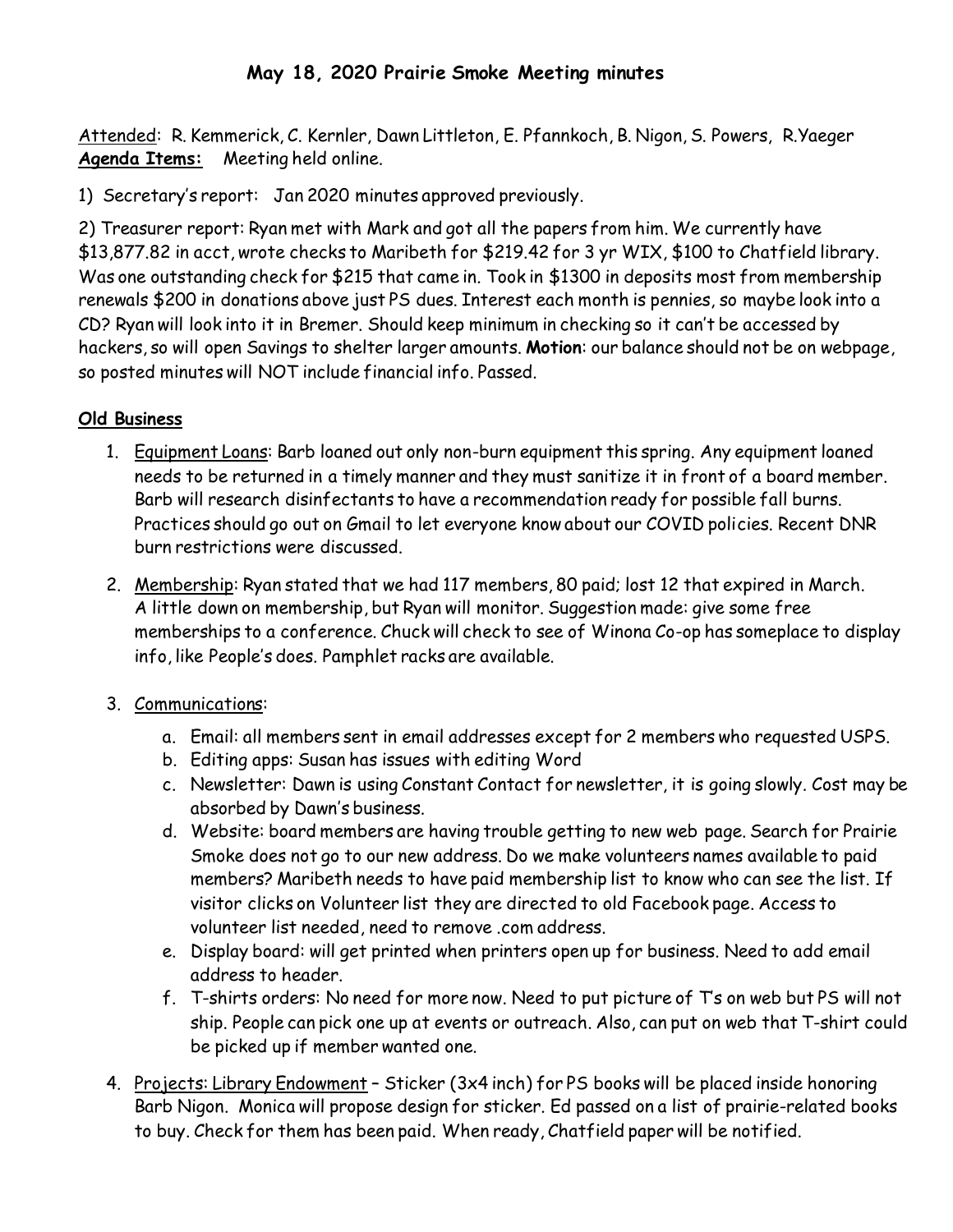# May 18, 2020 Prairie Smoke Meeting minutes

Attended: R. Kemmerick, C. Kernler, Dawn Littleton, E. Pfannkoch, B. Nigon, S. Powers, R.Yaeger
**Agenda Items:** Meeting held online.

1) Secretary's report: Jan 2020 minutes approved previously.

2) Treasurer report: Ryan met with Mark and got all the papers from him. We currently have $13,877.82 in acct, wrote checks to Maribeth for $219.42 for 3 yr WIX, $100 to Chatfield library. Was one outstanding check for $215 that came in. Took in $1300 in deposits most from membership renewals $200 in donations above just PS dues. Interest each month is pennies, so maybe look into a CD? Ryan will look into it in Bremer. Should keep minimum in checking so it can't be accessed by hackers, so will open Savings to shelter larger amounts. **Motion**: our balance should not be on webpage, so posted minutes will NOT include financial info. Passed.

## Old Business

1. Equipment Loans: Barb loaned out only non-burn equipment this spring. Any equipment loaned needs to be returned in a timely manner and they must sanitize it in front of a board member. Barb will research disinfectants to have a recommendation ready for possible fall burns. Practices should go out on Gmail to let everyone know about our COVID policies. Recent DNR burn restrictions were discussed.

2. Membership: Ryan stated that we had 117 members, 80 paid; lost 12 that expired in March. A little down on membership, but Ryan will monitor. Suggestion made: give some free memberships to a conference. Chuck will check to see of Winona Co-op has someplace to display info, like People's does. Pamphlet racks are available.

3. Communications:
   a. Email: all members sent in email addresses except for 2 members who requested USPS.
   b. Editing apps: Susan has issues with editing Word
   c. Newsletter: Dawn is using Constant Contact for newsletter, it is going slowly. Cost may be absorbed by Dawn's business.
   d. Website: board members are having trouble getting to new web page. Search for Prairie Smoke does not go to our new address. Do we make volunteers names available to paid members? Maribeth needs to have paid membership list to know who can see the list. If visitor clicks on Volunteer list they are directed to old Facebook page. Access to volunteer list needed, need to remove .com address.
   e. Display board: will get printed when printers open up for business. Need to add email address to header.
   f. T-shirts orders: No need for more now. Need to put picture of T's on web but PS will not ship. People can pick one up at events or outreach. Also, can put on web that T-shirt could be picked up if member wanted one.

4. Projects: Library Endowment – Sticker (3x4 inch) for PS books will be placed inside honoring Barb Nigon. Monica will propose design for sticker. Ed passed on a list of prairie-related books to buy. Check for them has been paid. When ready, Chatfield paper will be notified.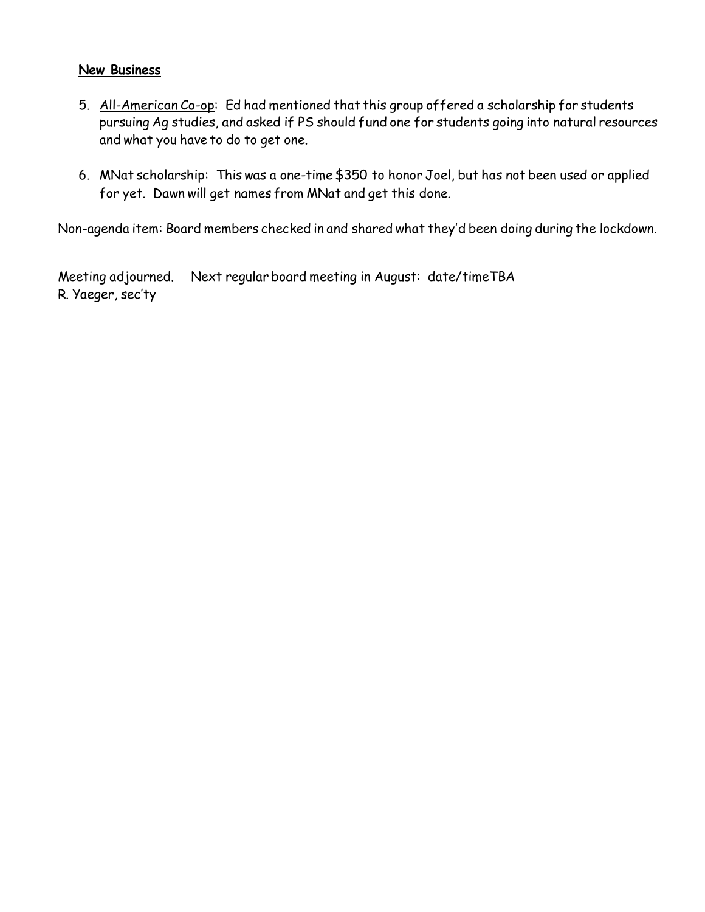**New Business**

5. All-American Co-op: Ed had mentioned that this group offered a scholarship for students pursuing Ag studies, and asked if PS should fund one for students going into natural resources and what you have to do to get one.

6. MNat scholarship: This was a one-time $350 to honor Joel, but has not been used or applied for yet. Dawn will get names from MNat and get this done.

Non-agenda item: Board members checked in and shared what they'd been doing during the lockdown.

Meeting adjourned. Next regular board meeting in August: date/timeTBA
R. Yaeger, sec'ty